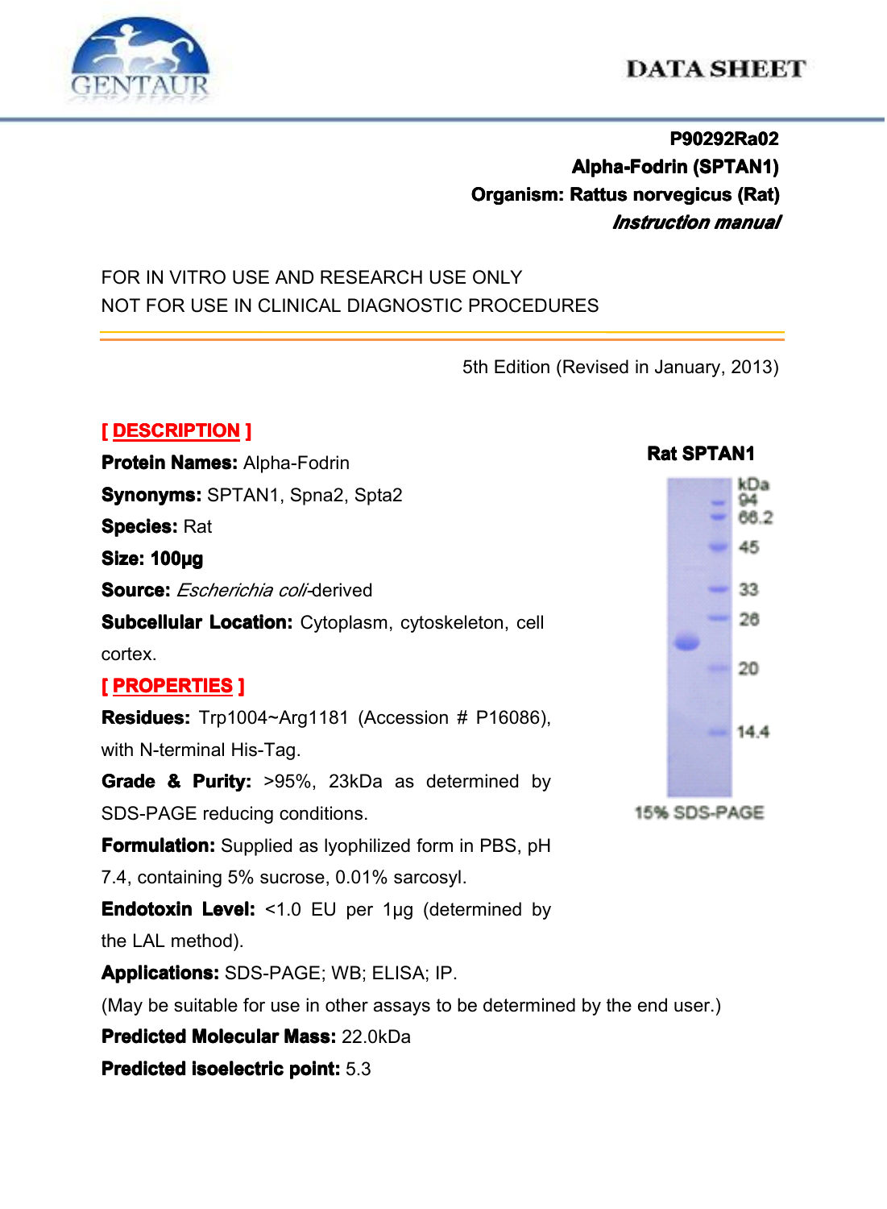# DATA SHEET

**P90292Ra02**

**Alpha-Fodrin (SPTAN1)**

**Organism: Rattus norvegicus (Rat)**

***Instruction manual***

FOR IN VITRO USE AND RESEARCH USE ONLY

NOT FOR USE IN CLINICAL DIAGNOSTIC PROCEDURES

5th Edition (Revised in January, 2013)

## [ DESCRIPTION ]

**Protein Names:** Alpha-Fodrin

**Synonyms:** SPTAN1, Spna2, Spta2

**Species:** Rat

**Size: 100μg**

**Source:** *Escherichia coli*-derived

**Subcellular Location:** Cytoplasm, cytoskeleton, cell cortex.

## [ PROPERTIES ]

**Residues:** Trp1004~Arg1181 (Accession # P16086), with N-terminal His-Tag.

**Grade & Purity:** >95%, 23kDa as determined by SDS-PAGE reducing conditions.

**Formulation:** Supplied as lyophilized form in PBS, pH 7.4, containing 5% sucrose, 0.01% sarcosyl.

**Endotoxin Level:** <1.0 EU per 1μg (determined by the LAL method).

**Applications:** SDS-PAGE; WB; ELISA; IP.

(May be suitable for use in other assays to be determined by the end user.)

**Predicted Molecular Mass:** 22.0kDa

**Predicted isoelectric point:** 5.3

**Rat SPTAN1**

kDa: 94, 66.2, 45, 33, 26, 20, 14.4

15% SDS-PAGE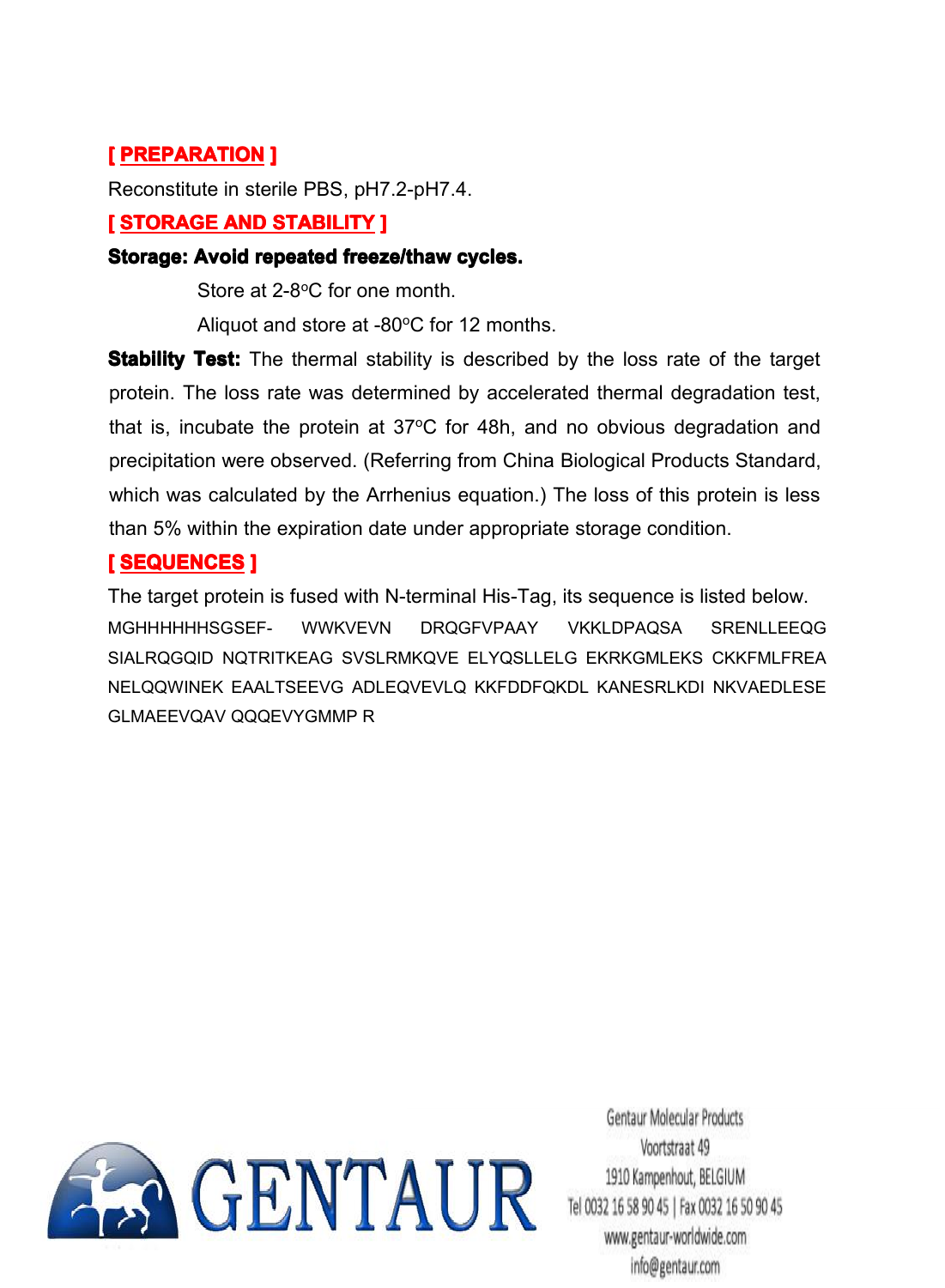## [ PREPARATION ]

Reconstitute in sterile PBS, pH7.2-pH7.4.

## [ STORAGE AND STABILITY ]

**Storage: Avoid repeated freeze/thaw cycles.**

Store at 2-8$^{o}$C for one month.

Aliquot and store at -80$^{o}$C for 12 months.

**Stability Test:** The thermal stability is described by the loss rate of the target protein. The loss rate was determined by accelerated thermal degradation test, that is, incubate the protein at 37$^{o}$C for 48h, and no obvious degradation and precipitation were observed. (Referring from China Biological Products Standard, which was calculated by the Arrhenius equation.) The loss of this protein is less than 5% within the expiration date under appropriate storage condition.

## [ SEQUENCES ]

The target protein is fused with N-terminal His-Tag, its sequence is listed below.

MGHHHHHHSGSEF- WWKVEVN DRQGFVPAAY VKKLDPAQSA SRENLLEEQG SIALRQGQID NQTRITKEAG SVSLRMKQVE ELYQSLLELG EKRKGMLEKS CKKFMLFREA NELQQWINEK EAALTSEEVG ADLEQVEVLQ KKFDDFQKDL KANESRLKDI NKVAEDLESE GLMAEEVQAV QQQEVYGMMP R

Gentaur Molecular Products
Voortstraat 49
1910 Kampenhout, BELGIUM
Tel 0032 16 58 90 45 | Fax 0032 16 50 90 45
www.gentaur-worldwide.com
info@gentaur.com